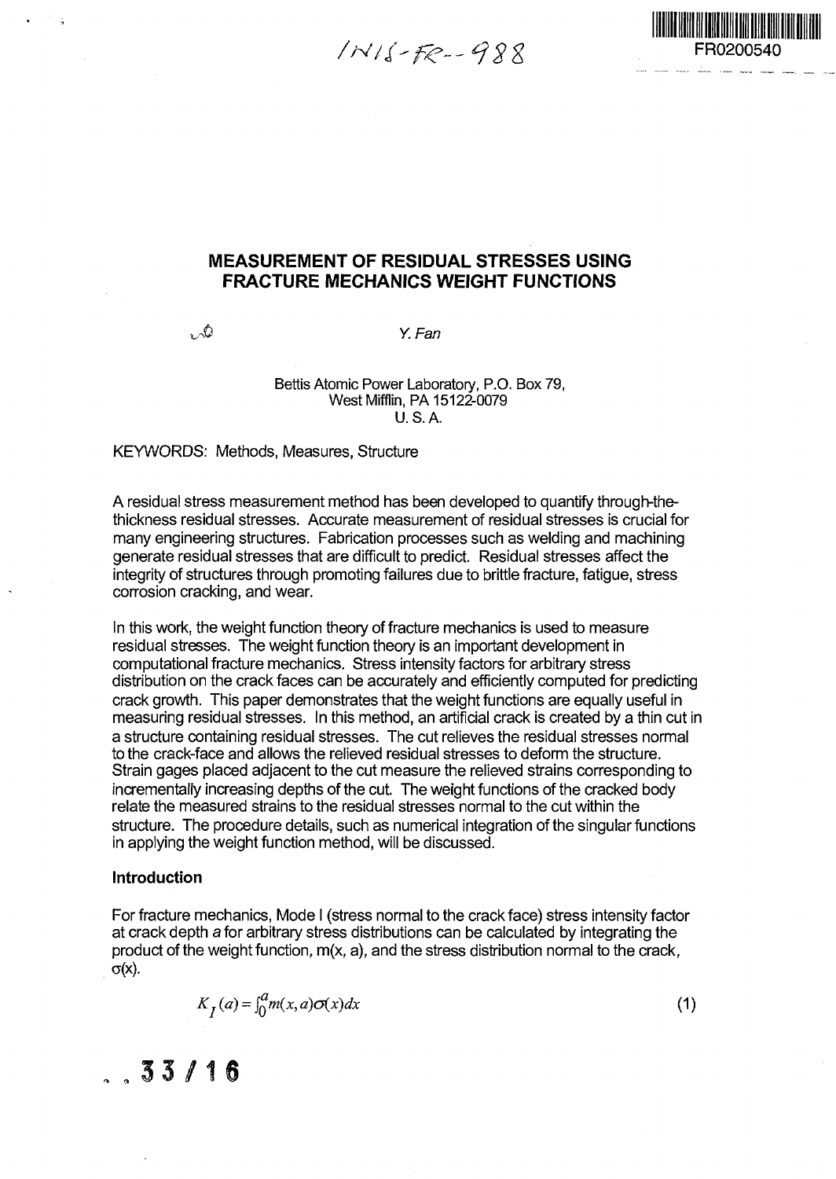# MEASUREMENT OF RESIDUAL STRESSES USING FRACTURE MECHANICS WEIGHT FUNCTIONS

*Y. Fan*

Bettis Atomic Power Laboratory, P.O. Box 79,
West Mifflin, PA 15122-0079
U. S. A.

KEYWORDS: Methods, Measures, Structure

A residual stress measurement method has been developed to quantify through-the-thickness residual stresses. Accurate measurement of residual stresses is crucial for many engineering structures. Fabrication processes such as welding and machining generate residual stresses that are difficult to predict. Residual stresses affect the integrity of structures through promoting failures due to brittle fracture, fatigue, stress corrosion cracking, and wear.

In this work, the weight function theory of fracture mechanics is used to measure residual stresses. The weight function theory is an important development in computational fracture mechanics. Stress intensity factors for arbitrary stress distribution on the crack faces can be accurately and efficiently computed for predicting crack growth. This paper demonstrates that the weight functions are equally useful in measuring residual stresses. In this method, an artificial crack is created by a thin cut in a structure containing residual stresses. The cut relieves the residual stresses normal to the crack-face and allows the relieved residual stresses to deform the structure. Strain gages placed adjacent to the cut measure the relieved strains corresponding to incrementally increasing depths of the cut. The weight functions of the cracked body relate the measured strains to the residual stresses normal to the cut within the structure. The procedure details, such as numerical integration of the singular functions in applying the weight function method, will be discussed.

## Introduction

For fracture mechanics, Mode I (stress normal to the crack face) stress intensity factor at crack depth $a$ for arbitrary stress distributions can be calculated by integrating the product of the weight function, $m(x, a)$, and the stress distribution normal to the crack, $\sigma(x)$.

$$K_I(a) = \int_0^a m(x,a)\sigma(x)dx \tag{1}$$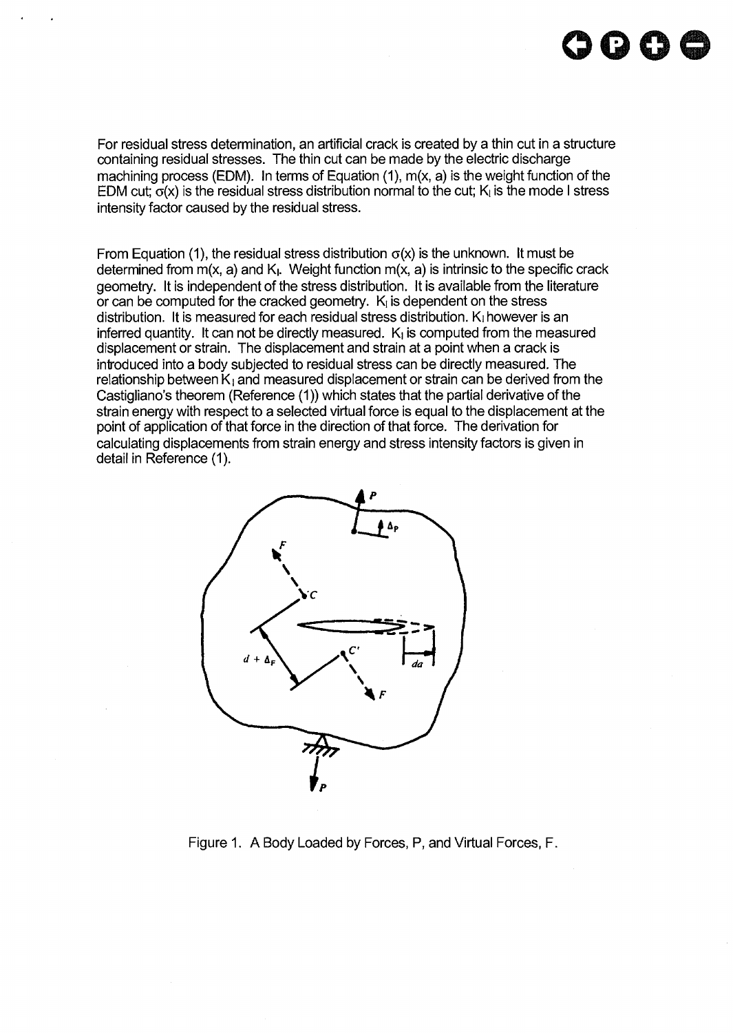For residual stress determination, an artificial crack is created by a thin cut in a structure containing residual stresses. The thin cut can be made by the electric discharge machining process (EDM). In terms of Equation (1), m(x, a) is the weight function of the EDM cut; $\sigma(x)$ is the residual stress distribution normal to the cut; $K_I$ is the mode I stress intensity factor caused by the residual stress.

From Equation (1), the residual stress distribution $\sigma(x)$ is the unknown. It must be determined from m(x, a) and $K_I$. Weight function m(x, a) is intrinsic to the specific crack geometry. It is independent of the stress distribution. It is available from the literature or can be computed for the cracked geometry. $K_I$ is dependent on the stress distribution. It is measured for each residual stress distribution. $K_I$ however is an inferred quantity. It can not be directly measured. $K_I$ is computed from the measured displacement or strain. The displacement and strain at a point when a crack is introduced into a body subjected to residual stress can be directly measured. The relationship between $K_I$ and measured displacement or strain can be derived from the Castigliano's theorem (Reference (1)) which states that the partial derivative of the strain energy with respect to a selected virtual force is equal to the displacement at the point of application of that force in the direction of that force. The derivation for calculating displacements from strain energy and stress intensity factors is given in detail in Reference (1).

Figure 1. A Body Loaded by Forces, P, and Virtual Forces, F.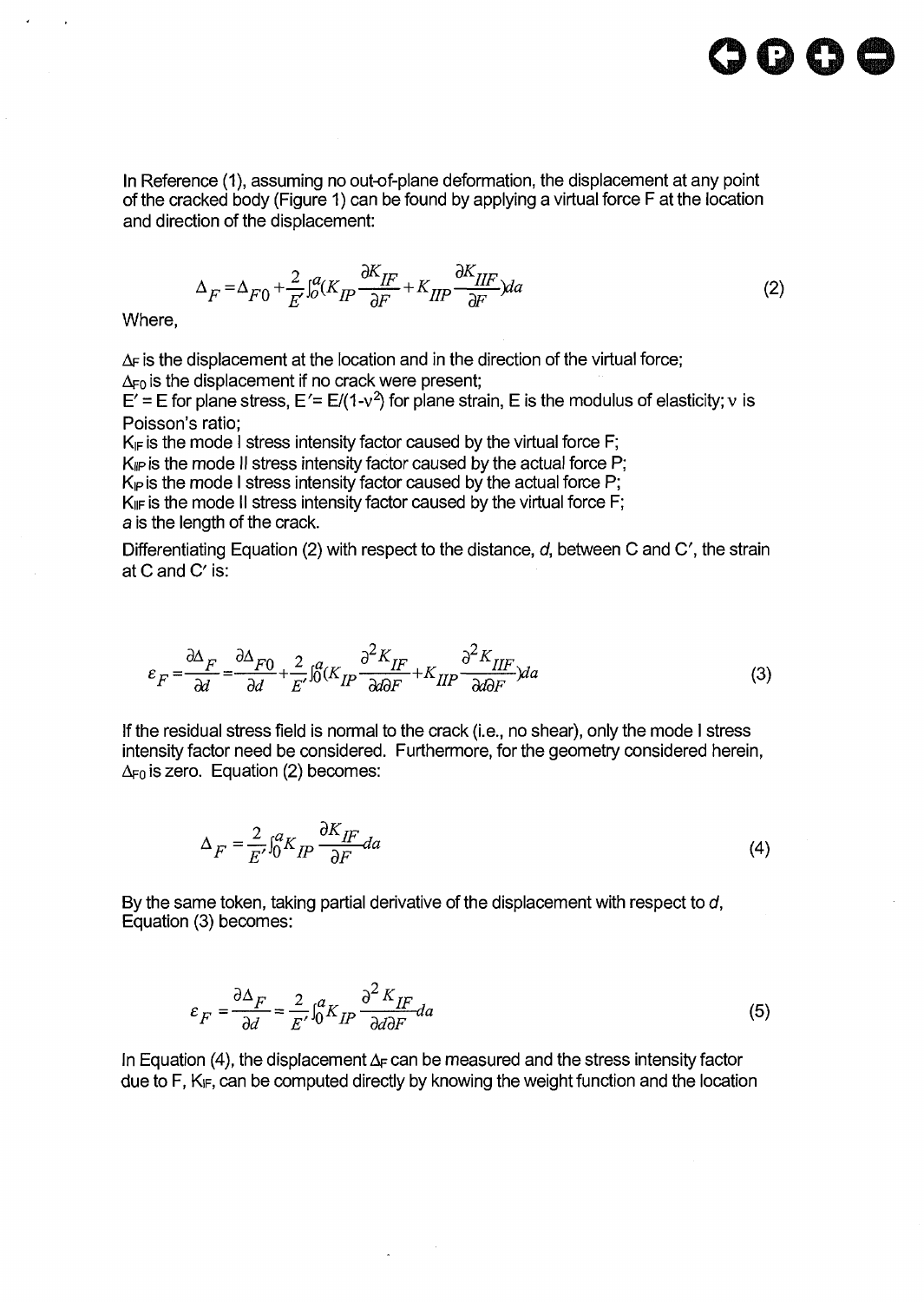In Reference (1), assuming no out-of-plane deformation, the displacement at any point of the cracked body (Figure 1) can be found by applying a virtual force F at the location and direction of the displacement:

$$\Delta_F = \Delta_{F0} + \frac{2}{E'}\int_0^a \left(K_{IP}\frac{\partial K_{IF}}{\partial F} + K_{IIP}\frac{\partial K_{IIF}}{\partial F}\right)da \tag{2}$$

Where,

$\Delta_F$ is the displacement at the location and in the direction of the virtual force;
$\Delta_{F0}$ is the displacement if no crack were present;
$E' = E$ for plane stress, $E' = E/(1-\nu^2)$ for plane strain, E is the modulus of elasticity; $\nu$ is Poisson's ratio;
$K_{IF}$ is the mode I stress intensity factor caused by the virtual force F;
$K_{IIP}$ is the mode II stress intensity factor caused by the actual force P;
$K_{IP}$ is the mode I stress intensity factor caused by the actual force P;
$K_{IIF}$ is the mode II stress intensity factor caused by the virtual force F;
$a$ is the length of the crack.

Differentiating Equation (2) with respect to the distance, $d$, between C and C′, the strain at C and C′ is:

$$\varepsilon_F = \frac{\partial \Delta_F}{\partial d} = \frac{\partial \Delta_{F0}}{\partial d} + \frac{2}{E'}\int_0^a \left(K_{IP}\frac{\partial^2 K_{IF}}{\partial d \partial F} + K_{IIP}\frac{\partial^2 K_{IIF}}{\partial d \partial F}\right)da \tag{3}$$

If the residual stress field is normal to the crack (i.e., no shear), only the mode I stress intensity factor need be considered. Furthermore, for the geometry considered herein, $\Delta_{F0}$ is zero. Equation (2) becomes:

$$\Delta_F = \frac{2}{E'}\int_0^a K_{IP}\frac{\partial K_{IF}}{\partial F}da \tag{4}$$

By the same token, taking partial derivative of the displacement with respect to $d$, Equation (3) becomes:

$$\varepsilon_F = \frac{\partial \Delta_F}{\partial d} = \frac{2}{E'}\int_0^a K_{IP}\frac{\partial^2 K_{IF}}{\partial d \partial F}da \tag{5}$$

In Equation (4), the displacement $\Delta_F$ can be measured and the stress intensity factor due to F, $K_{IF}$, can be computed directly by knowing the weight function and the location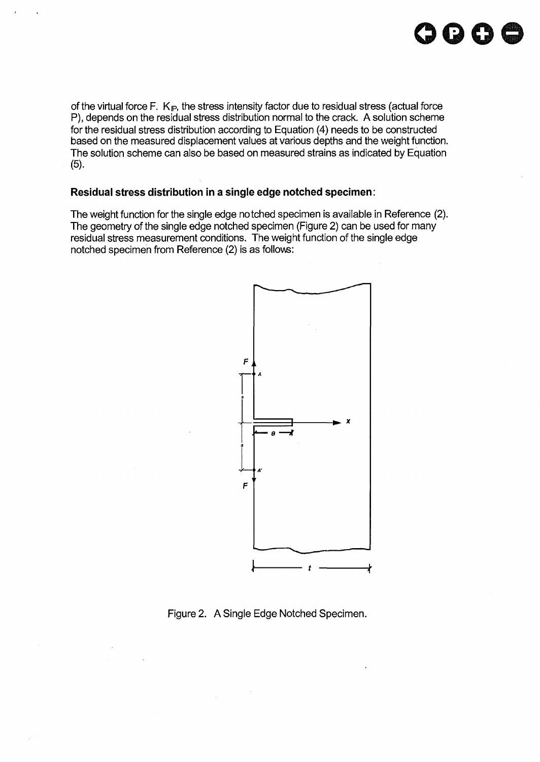of the virtual force F. $K_{IP}$, the stress intensity factor due to residual stress (actual force P), depends on the residual stress distribution normal to the crack. A solution scheme for the residual stress distribution according to Equation (4) needs to be constructed based on the measured displacement values at various depths and the weight function. The solution scheme can also be based on measured strains as indicated by Equation (5).

**Residual stress distribution in a single edge notched specimen:**

The weight function for the single edge notched specimen is available in Reference (2). The geometry of the single edge notched specimen (Figure 2) can be used for many residual stress measurement conditions. The weight function of the single edge notched specimen from Reference (2) is as follows:

Figure 2. A Single Edge Notched Specimen.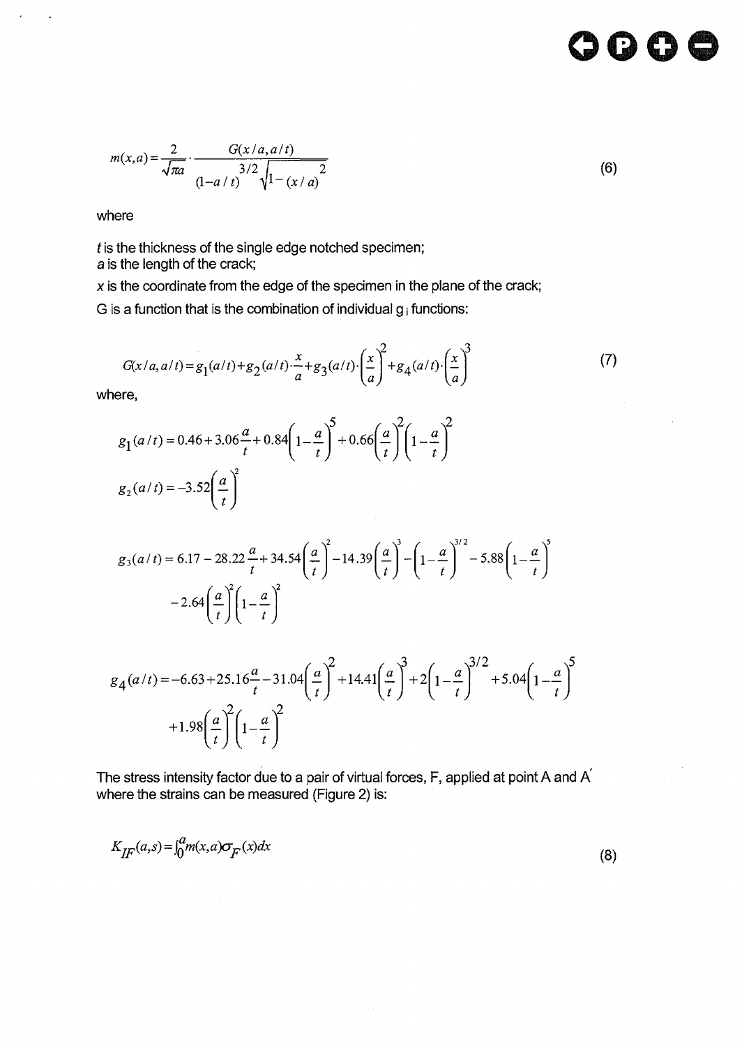$$m(x,a) = \frac{2}{\sqrt{\pi a}} \cdot \frac{G(x/a, a/t)}{(1-a/t)^{3/2}\sqrt{1-(x/a)^2}} \tag{6}$$

where

*t* is the thickness of the single edge notched specimen;
*a* is the length of the crack;
*x* is the coordinate from the edge of the specimen in the plane of the crack;
G is a function that is the combination of individual $g_i$ functions:

$$G(x/a, a/t) = g_1(a/t) + g_2(a/t) \cdot \frac{x}{a} + g_3(a/t) \cdot \left(\frac{x}{a}\right)^2 + g_4(a/t) \cdot \left(\frac{x}{a}\right)^3 \tag{7}$$

where,

$$g_1(a/t) = 0.46 + 3.06\frac{a}{t} + 0.84\left(1-\frac{a}{t}\right)^5 + 0.66\left(\frac{a}{t}\right)^2\left(1-\frac{a}{t}\right)^2$$

$$g_2(a/t) = -3.52\left(\frac{a}{t}\right)^2$$

$$g_3(a/t) = 6.17 - 28.22\frac{a}{t} + 34.54\left(\frac{a}{t}\right)^2 - 14.39\left(\frac{a}{t}\right)^3 - \left(1-\frac{a}{t}\right)^{3/2} - 5.88\left(1-\frac{a}{t}\right)^5$$
$$-2.64\left(\frac{a}{t}\right)^2\left(1-\frac{a}{t}\right)^2$$

$$g_4(a/t) = -6.63 + 25.16\frac{a}{t} - 31.04\left(\frac{a}{t}\right)^2 + 14.41\left(\frac{a}{t}\right)^3 + 2\left(1-\frac{a}{t}\right)^{3/2} + 5.04\left(1-\frac{a}{t}\right)^5$$
$$+1.98\left(\frac{a}{t}\right)^2\left(1-\frac{a}{t}\right)^2$$

The stress intensity factor due to a pair of virtual forces, F, applied at point A and A′ where the strains can be measured (Figure 2) is:

$$K_{IF}(a,s) = \int_0^a m(x,a)\sigma_F(x)dx \tag{8}$$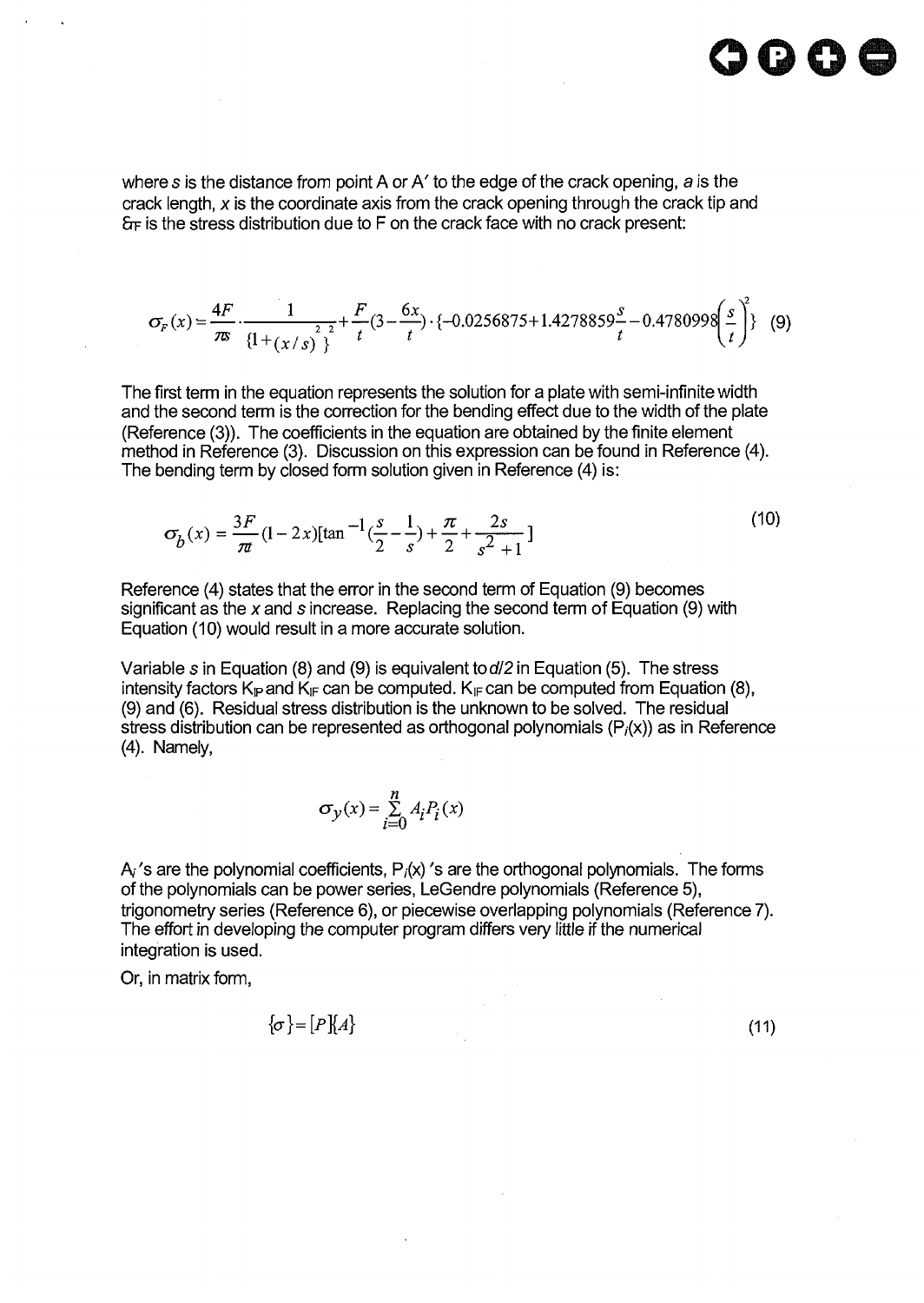where $s$ is the distance from point A or A′ to the edge of the crack opening, $a$ is the crack length, $x$ is the coordinate axis from the crack opening through the crack tip and $\sigma_F$ is the stress distribution due to F on the crack face with no crack present:

$$\sigma_F(x) = \frac{4F}{\pi s} \cdot \frac{1}{\{1+(x/s)^2\}^2} + \frac{F}{t}(3 - \frac{6x}{t}) \cdot \{-0.0256875 + 1.4278859\frac{s}{t} - 0.4780998\left(\frac{s}{t}\right)^2\} \quad (9)$$

The first term in the equation represents the solution for a plate with semi-infinite width and the second term is the correction for the bending effect due to the width of the plate (Reference (3)). The coefficients in the equation are obtained by the finite element method in Reference (3). Discussion on this expression can be found in Reference (4). The bending term by closed form solution given in Reference (4) is:

$$\sigma_b(x) = \frac{3F}{\pi t}(1 - 2x)[\tan^{-1}(\frac{s}{2} - \frac{1}{s}) + \frac{\pi}{2} + \frac{2s}{s^2 + 1}] \quad (10)$$

Reference (4) states that the error in the second term of Equation (9) becomes significant as the $x$ and $s$ increase. Replacing the second term of Equation (9) with Equation (10) would result in a more accurate solution.

Variable $s$ in Equation (8) and (9) is equivalent to $d/2$ in Equation (5). The stress intensity factors $K_{IP}$ and $K_{IF}$ can be computed. $K_{IF}$ can be computed from Equation (8), (9) and (6). Residual stress distribution is the unknown to be solved. The residual stress distribution can be represented as orthogonal polynomials ($P_i(x)$) as in Reference (4). Namely,

$$\sigma_y(x) = \sum_{i=0}^{n} A_i P_i(x)$$

$A_i$'s are the polynomial coefficients, $P_i(x)$'s are the orthogonal polynomials. The forms of the polynomials can be power series, LeGendre polynomials (Reference 5), trigonometry series (Reference 6), or piecewise overlapping polynomials (Reference 7). The effort in developing the computer program differs very little if the numerical integration is used.

Or, in matrix form,

$$\{\sigma\} = [P]\{A\} \quad (11)$$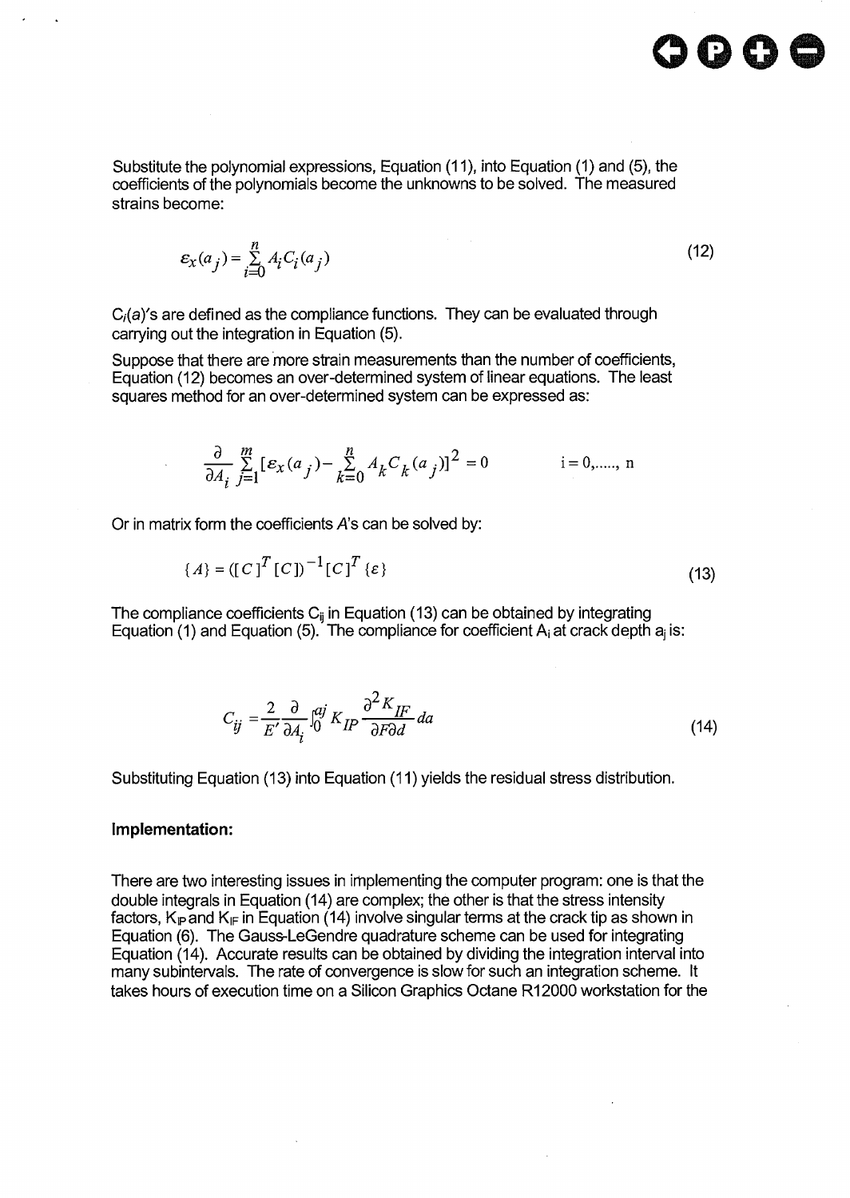Substitute the polynomial expressions, Equation (11), into Equation (1) and (5), the coefficients of the polynomials become the unknowns to be solved. The measured strains become:

$$\varepsilon_x(a_j) = \sum_{i=0}^{n} A_i C_i(a_j) \tag{12}$$

$C_i(a)$'s are defined as the compliance functions. They can be evaluated through carrying out the integration in Equation (5).

Suppose that there are more strain measurements than the number of coefficients, Equation (12) becomes an over-determined system of linear equations. The least squares method for an over-determined system can be expressed as:

$$\frac{\partial}{\partial A_i} \sum_{j=1}^{m} [\varepsilon_x(a_j) - \sum_{k=0}^{n} A_k C_k(a_j)]^2 = 0 \qquad i = 0, \ldots, n$$

Or in matrix form the coefficients $A$'s can be solved by:

$$\{A\} = ([C]^T [C])^{-1} [C]^T \{\varepsilon\} \tag{13}$$

The compliance coefficients $C_{ij}$ in Equation (13) can be obtained by integrating Equation (1) and Equation (5). The compliance for coefficient $A_i$ at crack depth $a_j$ is:

$$C_{ij} = \frac{2}{E'} \frac{\partial}{\partial A_i} \int_0^{a_j} K_{IP} \frac{\partial^2 K_{IF}}{\partial F \partial d} da \tag{14}$$

Substituting Equation (13) into Equation (11) yields the residual stress distribution.

### Implementation:

There are two interesting issues in implementing the computer program: one is that the double integrals in Equation (14) are complex; the other is that the stress intensity factors, $K_{IP}$ and $K_{IF}$ in Equation (14) involve singular terms at the crack tip as shown in Equation (6). The Gauss-LeGendre quadrature scheme can be used for integrating Equation (14). Accurate results can be obtained by dividing the integration interval into many subintervals. The rate of convergence is slow for such an integration scheme. It takes hours of execution time on a Silicon Graphics Octane R12000 workstation for the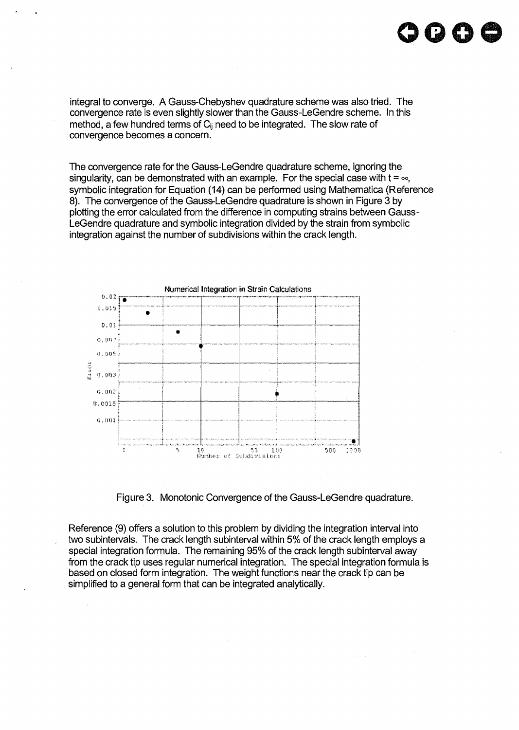integral to converge. A Gauss-Chebyshev quadrature scheme was also tried. The convergence rate is even slightly slower than the Gauss-LeGendre scheme. In this method, a few hundred terms of $C_{ij}$ need to be integrated. The slow rate of convergence becomes a concern.

The convergence rate for the Gauss-LeGendre quadrature scheme, ignoring the singularity, can be demonstrated with an example. For the special case with $t = \infty$, symbolic integration for Equation (14) can be performed using Mathematica (Reference 8). The convergence of the Gauss-LeGendre quadrature is shown in Figure 3 by plotting the error calculated from the difference in computing strains between Gauss-LeGendre quadrature and symbolic integration divided by the strain from symbolic integration against the number of subdivisions within the crack length.

Figure 3. Monotonic Convergence of the Gauss-LeGendre quadrature.

Reference (9) offers a solution to this problem by dividing the integration interval into two subintervals. The crack length subinterval within 5% of the crack length employs a special integration formula. The remaining 95% of the crack length subinterval away from the crack tip uses regular numerical integration. The special integration formula is based on closed form integration. The weight functions near the crack tip can be simplified to a general form that can be integrated analytically.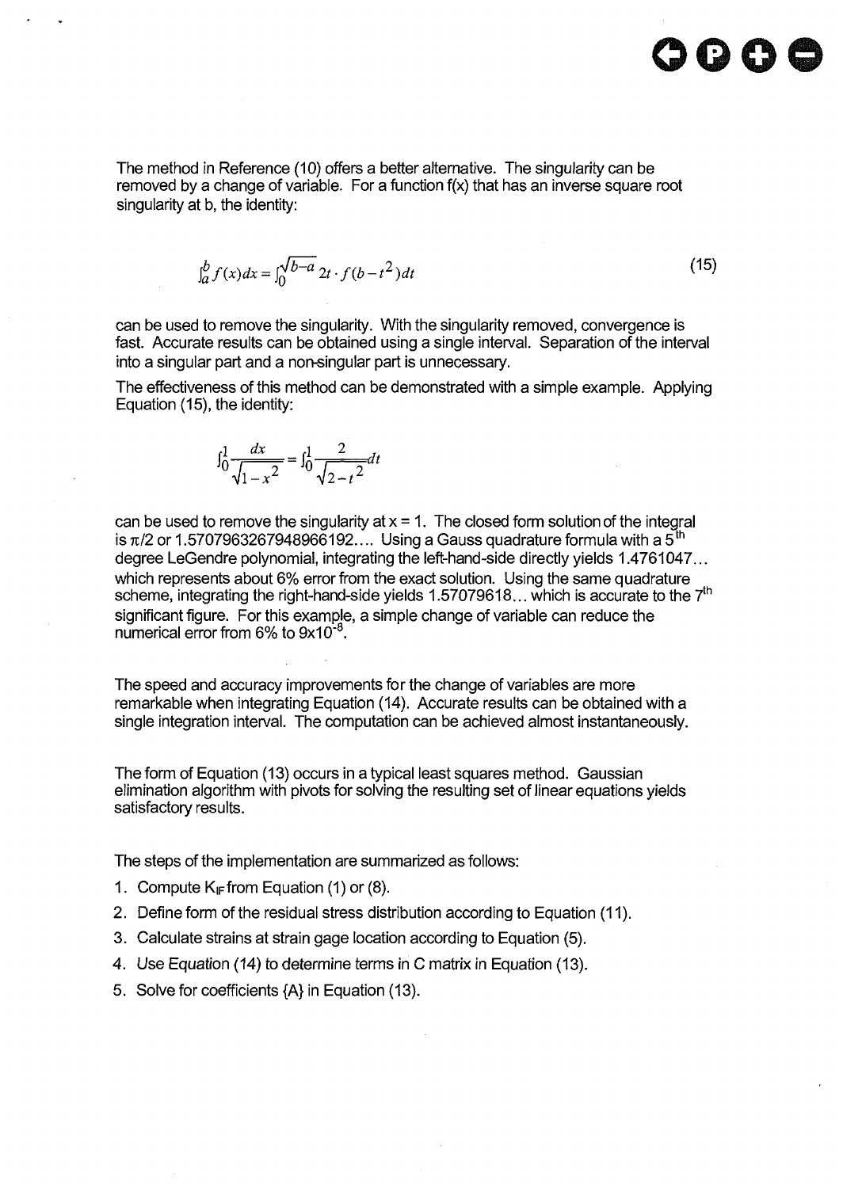The method in Reference (10) offers a better alternative. The singularity can be removed by a change of variable. For a function f(x) that has an inverse square root singularity at b, the identity:

$$\int_a^b f(x)dx = \int_0^{\sqrt{b-a}} 2t \cdot f(b-t^2)dt \tag{15}$$

can be used to remove the singularity. With the singularity removed, convergence is fast. Accurate results can be obtained using a single interval. Separation of the interval into a singular part and a non-singular part is unnecessary.

The effectiveness of this method can be demonstrated with a simple example. Applying Equation (15), the identity:

$$\int_0^1 \frac{dx}{\sqrt{1-x^2}} = \int_0^1 \frac{2}{\sqrt{2-t^2}}dt$$

can be used to remove the singularity at x = 1. The closed form solution of the integral is $\pi/2$ or 1.5707963267948966192.... Using a Gauss quadrature formula with a 5[th] degree LeGendre polynomial, integrating the left-hand-side directly yields 1.4761047... which represents about 6% error from the exact solution. Using the same quadrature scheme, integrating the right-hand-side yields 1.57079618... which is accurate to the 7[th] significant figure. For this example, a simple change of variable can reduce the numerical error from 6% to $9\text{x}10^{-8}$.

The speed and accuracy improvements for the change of variables are more remarkable when integrating Equation (14). Accurate results can be obtained with a single integration interval. The computation can be achieved almost instantaneously.

The form of Equation (13) occurs in a typical least squares method. Gaussian elimination algorithm with pivots for solving the resulting set of linear equations yields satisfactory results.

The steps of the implementation are summarized as follows:

1. Compute $K_{IF}$ from Equation (1) or (8).
2. Define form of the residual stress distribution according to Equation (11).
3. Calculate strains at strain gage location according to Equation (5).
4. Use Equation (14) to determine terms in C matrix in Equation (13).
5. Solve for coefficients {A} in Equation (13).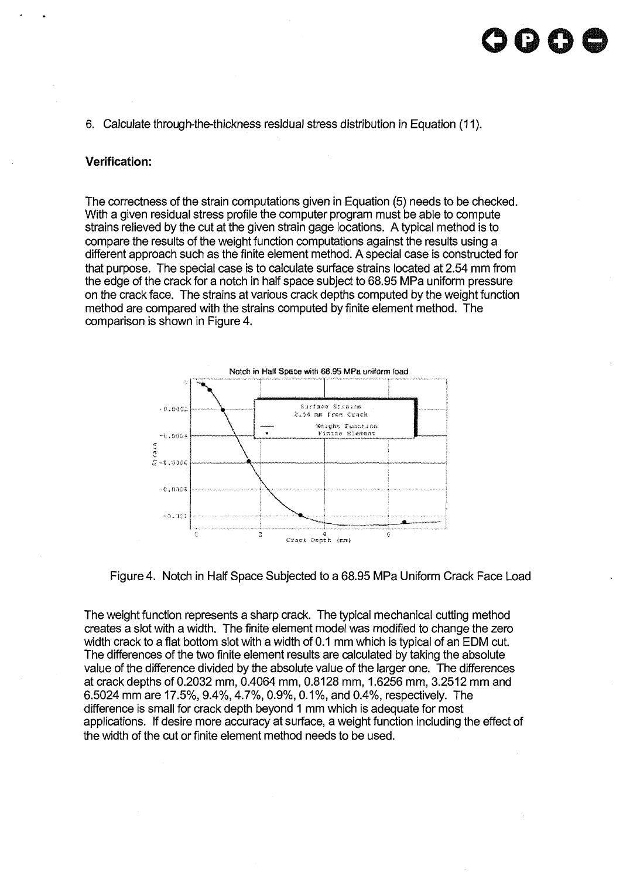6. Calculate through-the-thickness residual stress distribution in Equation (11).

**Verification:**

The correctness of the strain computations given in Equation (5) needs to be checked. With a given residual stress profile the computer program must be able to compute strains relieved by the cut at the given strain gage locations. A typical method is to compare the results of the weight function computations against the results using a different approach such as the finite element method. A special case is constructed for that purpose. The special case is to calculate surface strains located at 2.54 mm from the edge of the crack for a notch in half space subject to 68.95 MPa uniform pressure on the crack face. The strains at various crack depths computed by the weight function method are compared with the strains computed by finite element method. The comparison is shown in Figure 4.

Figure 4. Notch in Half Space Subjected to a 68.95 MPa Uniform Crack Face Load

The weight function represents a sharp crack. The typical mechanical cutting method creates a slot with a width. The finite element model was modified to change the zero width crack to a flat bottom slot with a width of 0.1 mm which is typical of an EDM cut. The differences of the two finite element results are calculated by taking the absolute value of the difference divided by the absolute value of the larger one. The differences at crack depths of 0.2032 mm, 0.4064 mm, 0.8128 mm, 1.6256 mm, 3.2512 mm and 6.5024 mm are 17.5%, 9.4%, 4.7%, 0.9%, 0.1%, and 0.4%, respectively. The difference is small for crack depth beyond 1 mm which is adequate for most applications. If desire more accuracy at surface, a weight function including the effect of the width of the cut or finite element method needs to be used.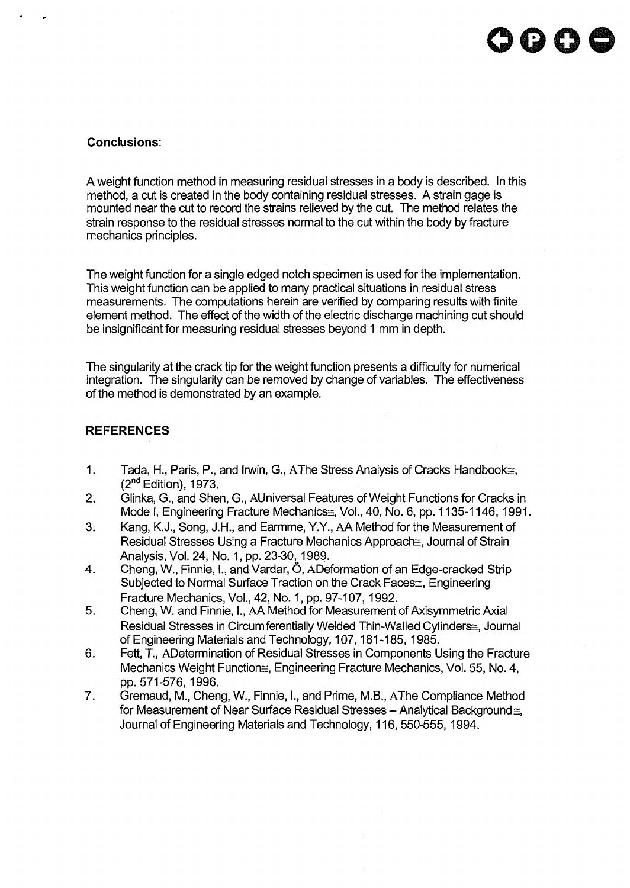**Conclusions**:

A weight function method in measuring residual stresses in a body is described. In this method, a cut is created in the body containing residual stresses. A strain gage is mounted near the cut to record the strains relieved by the cut. The method relates the strain response to the residual stresses normal to the cut within the body by fracture mechanics principles.

The weight function for a single edged notch specimen is used for the implementation. This weight function can be applied to many practical situations in residual stress measurements. The computations herein are verified by comparing results with finite element method. The effect of the width of the electric discharge machining cut should be insignificant for measuring residual stresses beyond 1 mm in depth.

The singularity at the crack tip for the weight function presents a difficulty for numerical integration. The singularity can be removed by change of variables. The effectiveness of the method is demonstrated by an example.

## REFERENCES

1. Tada, H., Paris, P., and Irwin, G., AThe Stress Analysis of Cracks Handbook≅, (2nd Edition), 1973.
2. Glinka, G., and Shen, G., AUniversal Features of Weight Functions for Cracks in Mode I, Engineering Fracture Mechanics≅, Vol., 40, No. 6, pp. 1135-1146, 1991.
3. Kang, K.J., Song, J.H., and Earmme, Y.Y., AA Method for the Measurement of Residual Stresses Using a Fracture Mechanics Approach≅, Journal of Strain Analysis, Vol. 24, No. 1, pp. 23-30, 1989.
4. Cheng, W., Finnie, I., and Vardar, Ö, ADeformation of an Edge-cracked Strip Subjected to Normal Surface Traction on the Crack Faces≅, Engineering Fracture Mechanics, Vol., 42, No. 1, pp. 97-107, 1992.
5. Cheng, W. and Finnie, I., AA Method for Measurement of Axisymmetric Axial Residual Stresses in Circumferentially Welded Thin-Walled Cylinders≅, Journal of Engineering Materials and Technology, 107, 181-185, 1985.
6. Fett, T., ADetermination of Residual Stresses in Components Using the Fracture Mechanics Weight Function≅, Engineering Fracture Mechanics, Vol. 55, No. 4, pp. 571-576, 1996.
7. Gremaud, M., Cheng, W., Finnie, I., and Prime, M.B., AThe Compliance Method for Measurement of Near Surface Residual Stresses – Analytical Background≅, Journal of Engineering Materials and Technology, 116, 550-555, 1994.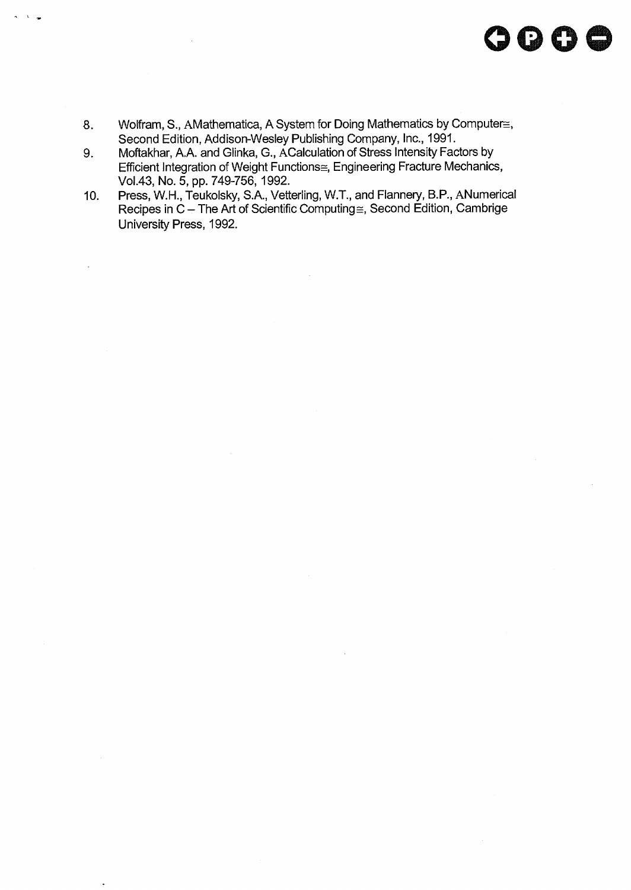8. Wolfram, S., AMathematica, A System for Doing Mathematics by Computer≅, Second Edition, Addison-Wesley Publishing Company, Inc., 1991.
9. Moftakhar, A.A. and Glinka, G., ACalculation of Stress Intensity Factors by Efficient Integration of Weight Functions≅, Engineering Fracture Mechanics, Vol.43, No. 5, pp. 749-756, 1992.
10. Press, W.H., Teukolsky, S.A., Vetterling, W.T., and Flannery, B.P., ANumerical Recipes in C – The Art of Scientific Computing≅, Second Edition, Cambrige University Press, 1992.